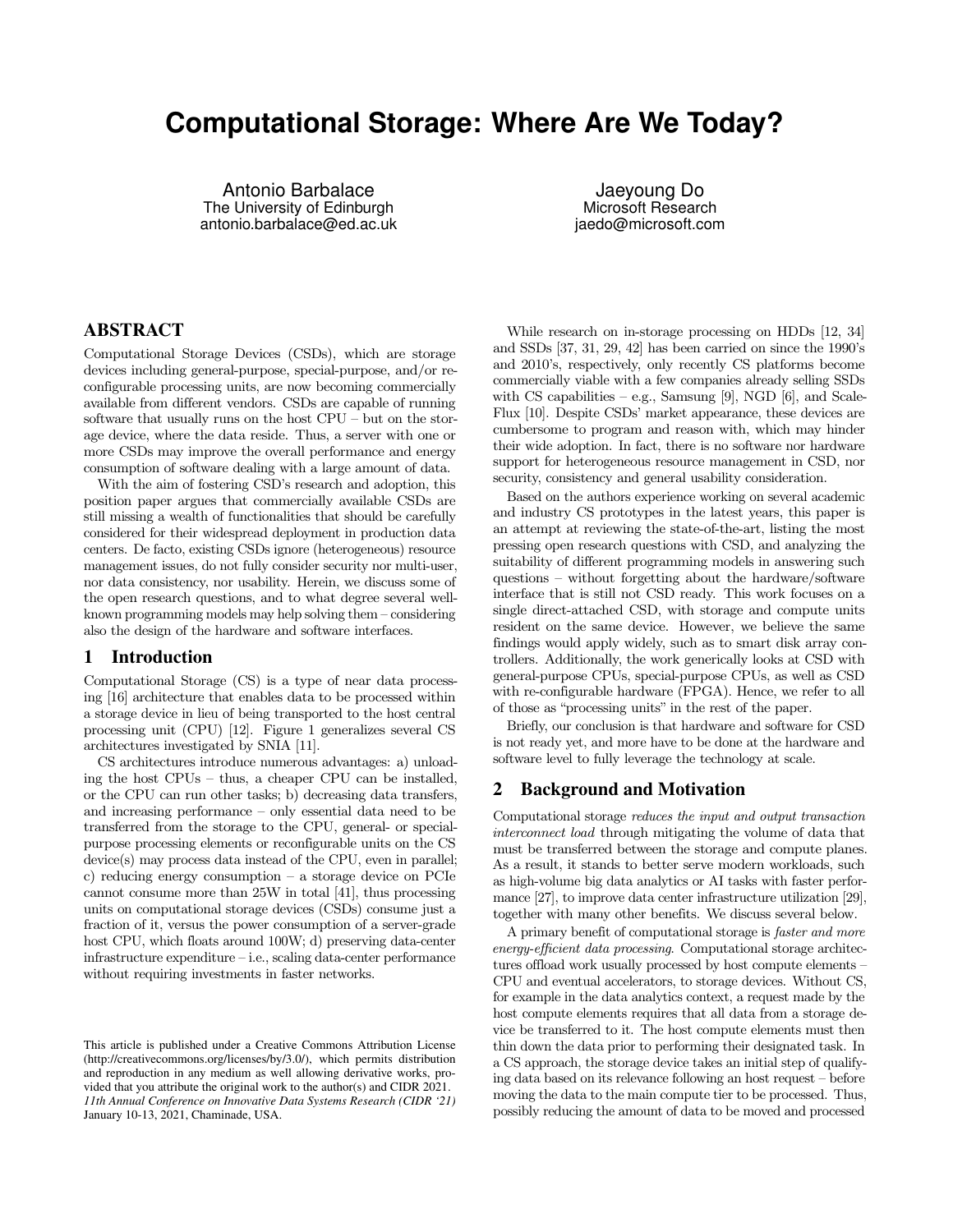# Computational Storage: Where Are We Today?

Antonio Barbalace
The University of Edinburgh
antonio.barbalace@ed.ac.uk

Jaeyoung Do
Microsoft Research
jaedo@microsoft.com

## ABSTRACT

Computational Storage Devices (CSDs), which are storage devices including general-purpose, special-purpose, and/or reconfigurable processing units, are now becoming commercially available from different vendors. CSDs are capable of running software that usually runs on the host CPU – but on the storage device, where the data reside. Thus, a server with one or more CSDs may improve the overall performance and energy consumption of software dealing with a large amount of data.

With the aim of fostering CSD's research and adoption, this position paper argues that commercially available CSDs are still missing a wealth of functionalities that should be carefully considered for their widespread deployment in production data centers. De facto, existing CSDs ignore (heterogeneous) resource management issues, do not fully consider security nor multi-user, nor data consistency, nor usability. Herein, we discuss some of the open research questions, and to what degree several well-known programming models may help solving them – considering also the design of the hardware and software interfaces.

## 1 Introduction

Computational Storage (CS) is a type of near data processing [16] architecture that enables data to be processed within a storage device in lieu of being transported to the host central processing unit (CPU) [12]. Figure 1 generalizes several CS architectures investigated by SNIA [11].

CS architectures introduce numerous advantages: a) unloading the host CPUs – thus, a cheaper CPU can be installed, or the CPU can run other tasks; b) decreasing data transfers, and increasing performance – only essential data need to be transferred from the storage to the CPU, general- or special-purpose processing elements or reconfigurable units on the CS device(s) may process data instead of the CPU, even in parallel; c) reducing energy consumption – a storage device on PCIe cannot consume more than 25W in total [41], thus processing units on computational storage devices (CSDs) consume just a fraction of it, versus the power consumption of a server-grade host CPU, which floats around 100W; d) preserving data-center infrastructure expenditure – i.e., scaling data-center performance without requiring investments in faster networks.

This article is published under a Creative Commons Attribution License (http://creativecommons.org/licenses/by/3.0/), which permits distribution and reproduction in any medium as well allowing derivative works, provided that you attribute the original work to the author(s) and CIDR 2021.
*11th Annual Conference on Innovative Data Systems Research (CIDR '21)* January 10-13, 2021, Chaminade, USA.

While research on in-storage processing on HDDs [12, 34] and SSDs [37, 31, 29, 42] has been carried on since the 1990's and 2010's, respectively, only recently CS platforms become commercially viable with a few companies already selling SSDs with CS capabilities – e.g., Samsung [9], NGD [6], and ScaleFlux [10]. Despite CSDs' market appearance, these devices are cumbersome to program and reason with, which may hinder their wide adoption. In fact, there is no software nor hardware support for heterogeneous resource management in CSD, nor security, consistency and general usability consideration.

Based on the authors experience working on several academic and industry CS prototypes in the latest years, this paper is an attempt at reviewing the state-of-the-art, listing the most pressing open research questions with CSD, and analyzing the suitability of different programming models in answering such questions – without forgetting about the hardware/software interface that is still not CSD ready. This work focuses on a single direct-attached CSD, with storage and compute units resident on the same device. However, we believe the same findings would apply widely, such as to smart disk array controllers. Additionally, the work generically looks at CSD with general-purpose CPUs, special-purpose CPUs, as well as CSD with re-configurable hardware (FPGA). Hence, we refer to all of those as "processing units" in the rest of the paper.

Briefly, our conclusion is that hardware and software for CSD is not ready yet, and more have to be done at the hardware and software level to fully leverage the technology at scale.

## 2 Background and Motivation

Computational storage *reduces the input and output transaction interconnect load* through mitigating the volume of data that must be transferred between the storage and compute planes. As a result, it stands to better serve modern workloads, such as high-volume big data analytics or AI tasks with faster performance [27], to improve data center infrastructure utilization [29], together with many other benefits. We discuss several below.

A primary benefit of computational storage is *faster and more energy-efficient data processing*. Computational storage architectures offload work usually processed by host compute elements – CPU and eventual accelerators, to storage devices. Without CS, for example in the data analytics context, a request made by the host compute elements requires that all data from a storage device be transferred to it. The host compute elements must then thin down the data prior to performing their designated task. In a CS approach, the storage device takes an initial step of qualifying data based on its relevance following an host request – before moving the data to the main compute tier to be processed. Thus, possibly reducing the amount of data to be moved and processed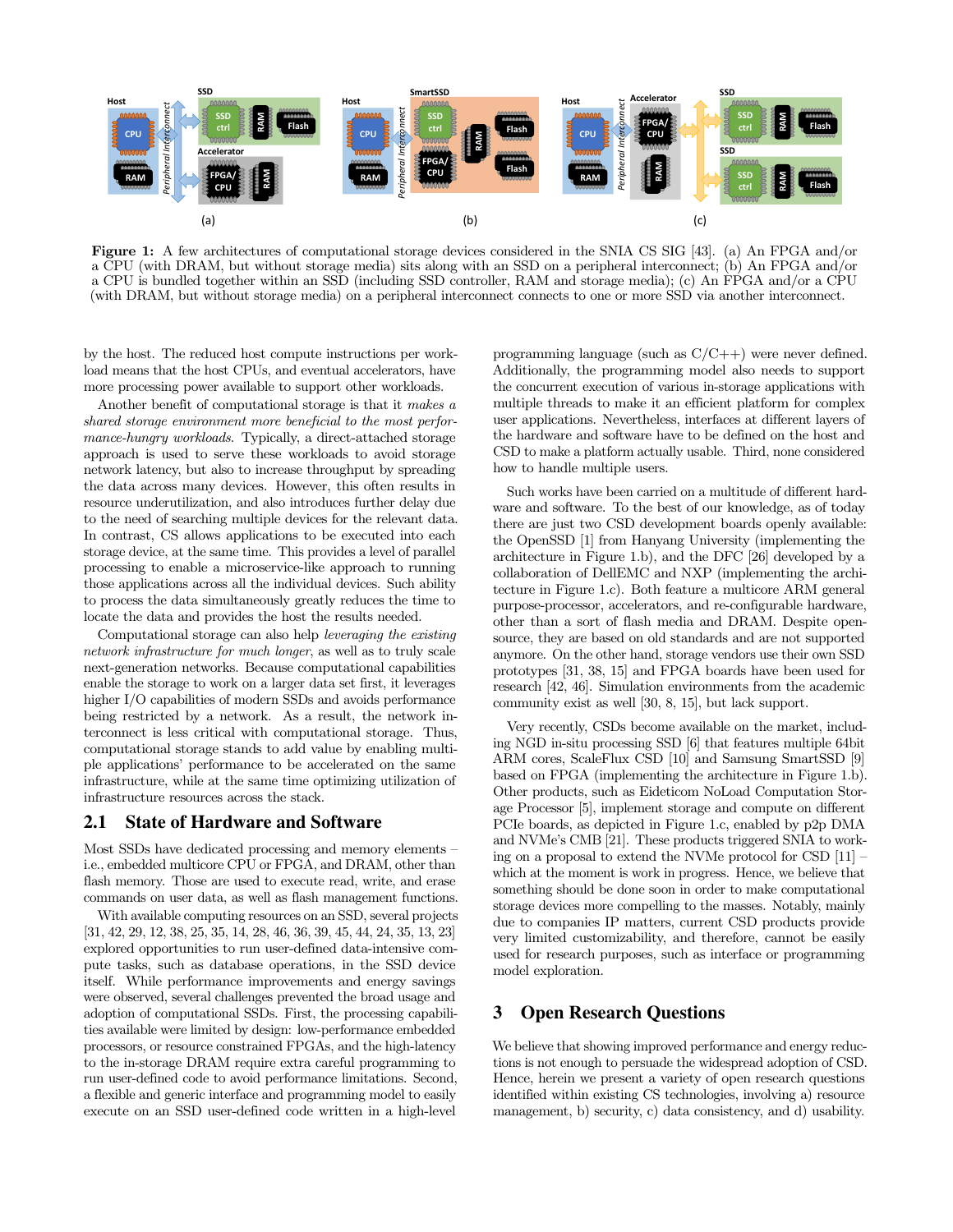Host

CPU

RAM

Peripheral Interconnect

SSD

SSD ctrl

RAM

Flash

Accelerator

FPGA/ CPU

RAM

(a)

Host

CPU

RAM

Peripheral Interconnect

SmartSSD

SSD ctrl

FPGA/ CPU

RAM

Flash

Flash

(b)

Host

CPU

RAM

Peripheral Interconnect

Accelerator

FPGA/ CPU

RAM

SSD

SSD ctrl

RAM

Flash

SSD

SSD ctrl

RAM

Flash

(c)

**Figure 1:** A few architectures of computational storage devices considered in the SNIA CS SIG [43]. (a) An FPGA and/or a CPU (with DRAM, but without storage media) sits along with an SSD on a peripheral interconnect; (b) An FPGA and/or a CPU is bundled together within an SSD (including SSD controller, RAM and storage media); (c) An FPGA and/or a CPU (with DRAM, but without storage media) on a peripheral interconnect connects to one or more SSD via another interconnect.

by the host. The reduced host compute instructions per workload means that the host CPUs, and eventual accelerators, have more processing power available to support other workloads.

Another benefit of computational storage is that it *makes a shared storage environment more beneficial to the most performance-hungry workloads*. Typically, a direct-attached storage approach is used to serve these workloads to avoid storage network latency, but also to increase throughput by spreading the data across many devices. However, this often results in resource underutilization, and also introduces further delay due to the need of searching multiple devices for the relevant data. In contrast, CS allows applications to be executed into each storage device, at the same time. This provides a level of parallel processing to enable a microservice-like approach to running those applications across all the individual devices. Such ability to process the data simultaneously greatly reduces the time to locate the data and provides the host the results needed.

Computational storage can also help *leveraging the existing network infrastructure for much longer*, as well as to truly scale next-generation networks. Because computational capabilities enable the storage to work on a larger data set first, it leverages higher I/O capabilities of modern SSDs and avoids performance being restricted by a network. As a result, the network interconnect is less critical with computational storage. Thus, computational storage stands to add value by enabling multiple applications' performance to be accelerated on the same infrastructure, while at the same time optimizing utilization of infrastructure resources across the stack.

## 2.1 State of Hardware and Software

Most SSDs have dedicated processing and memory elements – i.e., embedded multicore CPU or FPGA, and DRAM, other than flash memory. Those are used to execute read, write, and erase commands on user data, as well as flash management functions.

With available computing resources on an SSD, several projects [31, 42, 29, 12, 38, 25, 35, 14, 28, 46, 36, 39, 45, 44, 24, 35, 13, 23] explored opportunities to run user-defined data-intensive compute tasks, such as database operations, in the SSD device itself. While performance improvements and energy savings were observed, several challenges prevented the broad usage and adoption of computational SSDs. First, the processing capabilities available were limited by design: low-performance embedded processors, or resource constrained FPGAs, and the high-latency to the in-storage DRAM require extra careful programming to run user-defined code to avoid performance limitations. Second, a flexible and generic interface and programming model to easily execute on an SSD user-defined code written in a high-level programming language (such as C/C++) were never defined. Additionally, the programming model also needs to support the concurrent execution of various in-storage applications with multiple threads to make it an efficient platform for complex user applications. Nevertheless, interfaces at different layers of the hardware and software have to be defined on the host and CSD to make a platform actually usable. Third, none considered how to handle multiple users.

Such works have been carried on a multitude of different hardware and software. To the best of our knowledge, as of today there are just two CSD development boards openly available: the OpenSSD [1] from Hanyang University (implementing the architecture in Figure 1.b), and the DFC [26] developed by a collaboration of DellEMC and NXP (implementing the architecture in Figure 1.c). Both feature a multicore ARM general purpose-processor, accelerators, and re-configurable hardware, other than a sort of flash media and DRAM. Despite open-source, they are based on old standards and are not supported anymore. On the other hand, storage vendors use their own SSD prototypes [31, 38, 15] and FPGA boards have been used for research [42, 46]. Simulation environments from the academic community exist as well [30, 8, 15], but lack support.

Very recently, CSDs become available on the market, including NGD in-situ processing SSD [6] that features multiple 64bit ARM cores, ScaleFlux CSD [10] and Samsung SmartSSD [9] based on FPGA (implementing the architecture in Figure 1.b). Other products, such as Eideticom NoLoad Computation Storage Processor [5], implement storage and compute on different PCIe boards, as depicted in Figure 1.c, enabled by p2p DMA and NVMe's CMB [21]. These products triggered SNIA to working on a proposal to extend the NVMe protocol for CSD [11] – which at the moment is work in progress. Hence, we believe that something should be done soon in order to make computational storage devices more compelling to the masses. Notably, mainly due to companies IP matters, current CSD products provide very limited customizability, and therefore, cannot be easily used for research purposes, such as interface or programming model exploration.

# 3 Open Research Questions

We believe that showing improved performance and energy reductions is not enough to persuade the widespread adoption of CSD. Hence, herein we present a variety of open research questions identified within existing CS technologies, involving a) resource management, b) security, c) data consistency, and d) usability.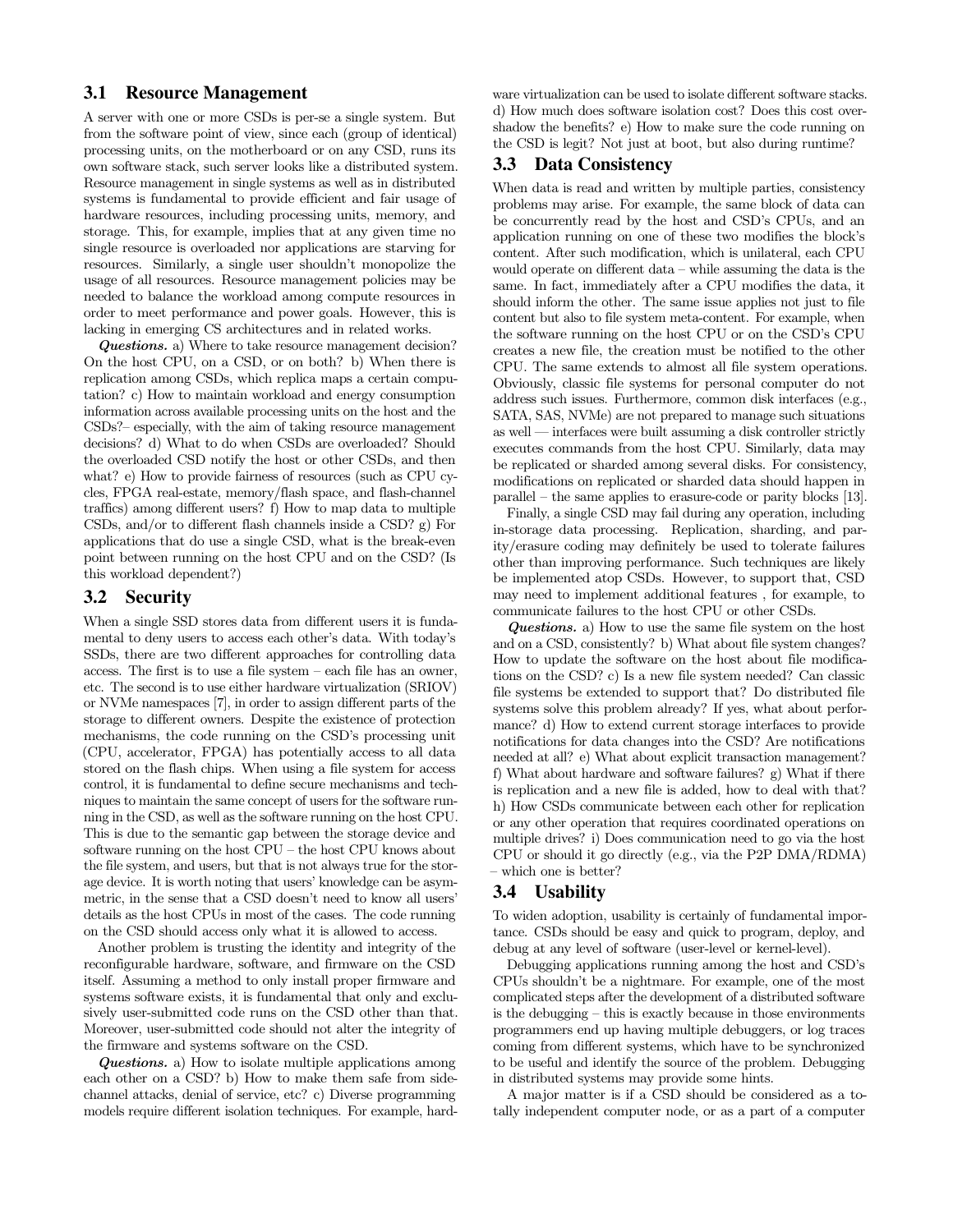### 3.1 Resource Management

A server with one or more CSDs is per-se a single system. But from the software point of view, since each (group of identical) processing units, on the motherboard or on any CSD, runs its own software stack, such server looks like a distributed system. Resource management in single systems as well as in distributed systems is fundamental to provide efficient and fair usage of hardware resources, including processing units, memory, and storage. This, for example, implies that at any given time no single resource is overloaded nor applications are starving for resources. Similarly, a single user shouldn't monopolize the usage of all resources. Resource management policies may be needed to balance the workload among compute resources in order to meet performance and power goals. However, this is lacking in emerging CS architectures and in related works.

***Questions.*** a) Where to take resource management decision? On the host CPU, on a CSD, or on both? b) When there is replication among CSDs, which replica maps a certain computation? c) How to maintain workload and energy consumption information across available processing units on the host and the CSDs?– especially, with the aim of taking resource management decisions? d) What to do when CSDs are overloaded? Should the overloaded CSD notify the host or other CSDs, and then what? e) How to provide fairness of resources (such as CPU cycles, FPGA real-estate, memory/flash space, and flash-channel traffics) among different users? f) How to map data to multiple CSDs, and/or to different flash channels inside a CSD? g) For applications that do use a single CSD, what is the break-even point between running on the host CPU and on the CSD? (Is this workload dependent?)

### 3.2 Security

When a single SSD stores data from different users it is fundamental to deny users to access each other's data. With today's SSDs, there are two different approaches for controlling data access. The first is to use a file system – each file has an owner, etc. The second is to use either hardware virtualization (SRIOV) or NVMe namespaces [7], in order to assign different parts of the storage to different owners. Despite the existence of protection mechanisms, the code running on the CSD's processing unit (CPU, accelerator, FPGA) has potentially access to all data stored on the flash chips. When using a file system for access control, it is fundamental to define secure mechanisms and techniques to maintain the same concept of users for the software running in the CSD, as well as the software running on the host CPU. This is due to the semantic gap between the storage device and software running on the host CPU – the host CPU knows about the file system, and users, but that is not always true for the storage device. It is worth noting that users' knowledge can be asymmetric, in the sense that a CSD doesn't need to know all users' details as the host CPUs in most of the cases. The code running on the CSD should access only what it is allowed to access.

Another problem is trusting the identity and integrity of the reconfigurable hardware, software, and firmware on the CSD itself. Assuming a method to only install proper firmware and systems software exists, it is fundamental that only and exclusively user-submitted code runs on the CSD other than that. Moreover, user-submitted code should not alter the integrity of the firmware and systems software on the CSD.

***Questions.*** a) How to isolate multiple applications among each other on a CSD? b) How to make them safe from side-channel attacks, denial of service, etc? c) Diverse programming models require different isolation techniques. For example, hardware virtualization can be used to isolate different software stacks. d) How much does software isolation cost? Does this cost overshadow the benefits? e) How to make sure the code running on the CSD is legit? Not just at boot, but also during runtime?

### 3.3 Data Consistency

When data is read and written by multiple parties, consistency problems may arise. For example, the same block of data can be concurrently read by the host and CSD's CPUs, and an application running on one of these two modifies the block's content. After such modification, which is unilateral, each CPU would operate on different data – while assuming the data is the same. In fact, immediately after a CPU modifies the data, it should inform the other. The same issue applies not just to file content but also to file system meta-content. For example, when the software running on the host CPU or on the CSD's CPU creates a new file, the creation must be notified to the other CPU. The same extends to almost all file system operations. Obviously, classic file systems for personal computer do not address such issues. Furthermore, common disk interfaces (e.g., SATA, SAS, NVMe) are not prepared to manage such situations as well — interfaces were built assuming a disk controller strictly executes commands from the host CPU. Similarly, data may be replicated or sharded among several disks. For consistency, modifications on replicated or sharded data should happen in parallel – the same applies to erasure-code or parity blocks [13].

Finally, a single CSD may fail during any operation, including in-storage data processing. Replication, sharding, and parity/erasure coding may definitely be used to tolerate failures other than improving performance. Such techniques are likely be implemented atop CSDs. However, to support that, CSD may need to implement additional features , for example, to communicate failures to the host CPU or other CSDs.

***Questions.*** a) How to use the same file system on the host and on a CSD, consistently? b) What about file system changes? How to update the software on the host about file modifications on the CSD? c) Is a new file system needed? Can classic file systems be extended to support that? Do distributed file systems solve this problem already? If yes, what about performance? d) How to extend current storage interfaces to provide notifications for data changes into the CSD? Are notifications needed at all? e) What about explicit transaction management? f) What about hardware and software failures? g) What if there is replication and a new file is added, how to deal with that? h) How CSDs communicate between each other for replication or any other operation that requires coordinated operations on multiple drives? i) Does communication need to go via the host CPU or should it go directly (e.g., via the P2P DMA/RDMA) – which one is better?

### 3.4 Usability

To widen adoption, usability is certainly of fundamental importance. CSDs should be easy and quick to program, deploy, and debug at any level of software (user-level or kernel-level).

Debugging applications running among the host and CSD's CPUs shouldn't be a nightmare. For example, one of the most complicated steps after the development of a distributed software is the debugging – this is exactly because in those environments programmers end up having multiple debuggers, or log traces coming from different systems, which have to be synchronized to be useful and identify the source of the problem. Debugging in distributed systems may provide some hints.

A major matter is if a CSD should be considered as a totally independent computer node, or as a part of a computer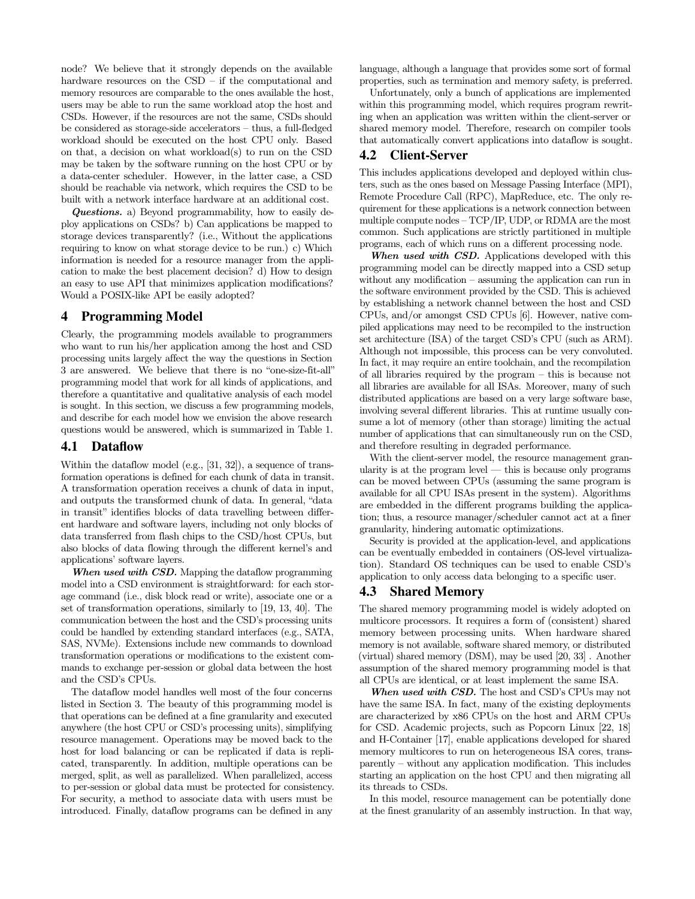node? We believe that it strongly depends on the available hardware resources on the CSD – if the computational and memory resources are comparable to the ones available the host, users may be able to run the same workload atop the host and CSDs. However, if the resources are not the same, CSDs should be considered as storage-side accelerators – thus, a full-fledged workload should be executed on the host CPU only. Based on that, a decision on what workload(s) to run on the CSD may be taken by the software running on the host CPU or by a data-center scheduler. However, in the latter case, a CSD should be reachable via network, which requires the CSD to be built with a network interface hardware at an additional cost.

***Questions.*** a) Beyond programmability, how to easily deploy applications on CSDs? b) Can applications be mapped to storage devices transparently? (i.e., Without the applications requiring to know on what storage device to be run.) c) Which information is needed for a resource manager from the application to make the best placement decision? d) How to design an easy to use API that minimizes application modifications? Would a POSIX-like API be easily adopted?

## 4 Programming Model

Clearly, the programming models available to programmers who want to run his/her application among the host and CSD processing units largely affect the way the questions in Section 3 are answered. We believe that there is no "one-size-fit-all" programming model that work for all kinds of applications, and therefore a quantitative and qualitative analysis of each model is sought. In this section, we discuss a few programming models, and describe for each model how we envision the above research questions would be answered, which is summarized in Table 1.

### 4.1 Dataflow

Within the dataflow model (e.g., [31, 32]), a sequence of transformation operations is defined for each chunk of data in transit. A transformation operation receives a chunk of data in input, and outputs the transformed chunk of data. In general, "data in transit" identifies blocks of data travelling between different hardware and software layers, including not only blocks of data transferred from flash chips to the CSD/host CPUs, but also blocks of data flowing through the different kernel's and applications' software layers.

***When used with CSD.*** Mapping the dataflow programming model into a CSD environment is straightforward: for each storage command (i.e., disk block read or write), associate one or a set of transformation operations, similarly to [19, 13, 40]. The communication between the host and the CSD's processing units could be handled by extending standard interfaces (e.g., SATA, SAS, NVMe). Extensions include new commands to download transformation operations or modifications to the existent commands to exchange per-session or global data between the host and the CSD's CPUs.

The dataflow model handles well most of the four concerns listed in Section 3. The beauty of this programming model is that operations can be defined at a fine granularity and executed anywhere (the host CPU or CSD's processing units), simplifying resource management. Operations may be moved back to the host for load balancing or can be replicated if data is replicated, transparently. In addition, multiple operations can be merged, split, as well as parallelized. When parallelized, access to per-session or global data must be protected for consistency. For security, a method to associate data with users must be introduced. Finally, dataflow programs can be defined in any language, although a language that provides some sort of formal properties, such as termination and memory safety, is preferred.

Unfortunately, only a bunch of applications are implemented within this programming model, which requires program rewriting when an application was written within the client-server or shared memory model. Therefore, research on compiler tools that automatically convert applications into dataflow is sought.

### 4.2 Client-Server

This includes applications developed and deployed within clusters, such as the ones based on Message Passing Interface (MPI), Remote Procedure Call (RPC), MapReduce, etc. The only requirement for these applications is a network connection between multiple compute nodes – TCP/IP, UDP, or RDMA are the most common. Such applications are strictly partitioned in multiple programs, each of which runs on a different processing node.

***When used with CSD.*** Applications developed with this programming model can be directly mapped into a CSD setup without any modification – assuming the application can run in the software environment provided by the CSD. This is achieved by establishing a network channel between the host and CSD CPUs, and/or amongst CSD CPUs [6]. However, native compiled applications may need to be recompiled to the instruction set architecture (ISA) of the target CSD's CPU (such as ARM). Although not impossible, this process can be very convoluted. In fact, it may require an entire toolchain, and the recompilation of all libraries required by the program – this is because not all libraries are available for all ISAs. Moreover, many of such distributed applications are based on a very large software base, involving several different libraries. This at runtime usually consume a lot of memory (other than storage) limiting the actual number of applications that can simultaneously run on the CSD, and therefore resulting in degraded performance.

With the client-server model, the resource management granularity is at the program level — this is because only programs can be moved between CPUs (assuming the same program is available for all CPU ISAs present in the system). Algorithms are embedded in the different programs building the application; thus, a resource manager/scheduler cannot act at a finer granularity, hindering automatic optimizations.

Security is provided at the application-level, and applications can be eventually embedded in containers (OS-level virtualization). Standard OS techniques can be used to enable CSD's application to only access data belonging to a specific user.

### 4.3 Shared Memory

The shared memory programming model is widely adopted on multicore processors. It requires a form of (consistent) shared memory between processing units. When hardware shared memory is not available, software shared memory, or distributed (virtual) shared memory (DSM), may be used [20, 33] . Another assumption of the shared memory programming model is that all CPUs are identical, or at least implement the same ISA.

***When used with CSD.*** The host and CSD's CPUs may not have the same ISA. In fact, many of the existing deployments are characterized by x86 CPUs on the host and ARM CPUs for CSD. Academic projects, such as Popcorn Linux [22, 18] and H-Container [17], enable applications developed for shared memory multicores to run on heterogeneous ISA cores, transparently – without any application modification. This includes starting an application on the host CPU and then migrating all its threads to CSDs.

In this model, resource management can be potentially done at the finest granularity of an assembly instruction. In that way,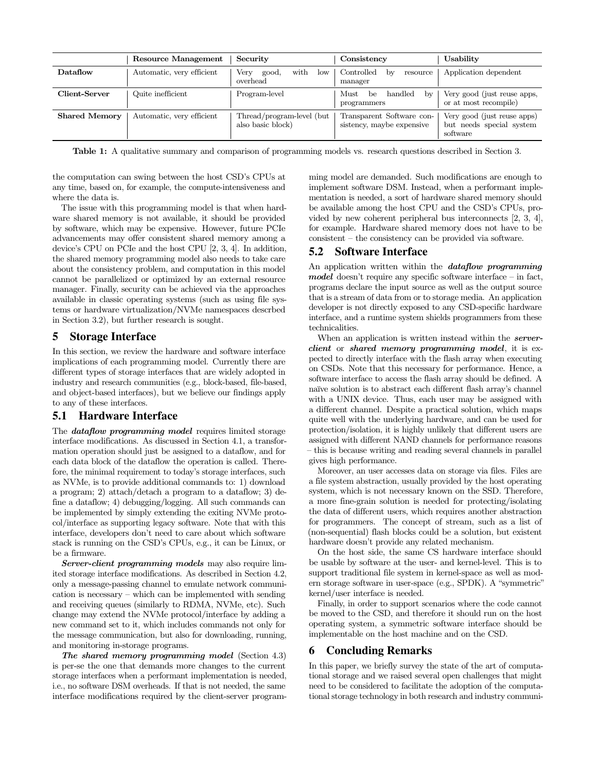| | Resource Management | Security | Consistency | Usability |
|---|---|---|---|---|
| **Dataflow** | Automatic, very efficient | Very good, with low overhead | Controlled by resource manager | Application dependent |
| **Client-Server** | Quite inefficient | Program-level | Must be handled by programmers | Very good (just reuse apps, or at most recompile) |
| **Shared Memory** | Automatic, very efficient | Thread/program-level (but also basic block) | Transparent Software consistency, maybe expensive | Very good (just reuse apps) but needs special system software |

**Table 1:** A qualitative summary and comparison of programming models vs. research questions described in Section 3.

the computation can swing between the host CSD's CPUs at any time, based on, for example, the compute-intensiveness and where the data is.

The issue with this programming model is that when hardware shared memory is not available, it should be provided by software, which may be expensive. However, future PCIe advancements may offer consistent shared memory among a device's CPU on PCIe and the host CPU [2, 3, 4]. In addition, the shared memory programming model also needs to take care about the consistency problem, and computation in this model cannot be parallelized or optimized by an external resource manager. Finally, security can be achieved via the approaches available in classic operating systems (such as using file systems or hardware virtualization/NVMe namespaces descrbed in Section 3.2), but further research is sought.

# 5 Storage Interface

In this section, we review the hardware and software interface implications of each programming model. Currently there are different types of storage interfaces that are widely adopted in industry and research communities (e.g., block-based, file-based, and object-based interfaces), but we believe our findings apply to any of these interfaces.

## 5.1 Hardware Interface

The ***dataflow programming model*** requires limited storage interface modifications. As discussed in Section 4.1, a transformation operation should just be assigned to a dataflow, and for each data block of the dataflow the operation is called. Therefore, the minimal requirement to today's storage interfaces, such as NVMe, is to provide additional commands to: 1) download a program; 2) attach/detach a program to a dataflow; 3) define a dataflow; 4) debugging/logging. All such commands can be implemented by simply extending the exiting NVMe protocol/interface as supporting legacy software. Note that with this interface, developers don't need to care about which software stack is running on the CSD's CPUs, e.g., it can be Linux, or be a firmware.

***Server-client programming models*** may also require limited storage interface modifications. As described in Section 4.2, only a message-passing channel to emulate network communication is necessary – which can be implemented with sending and receiving queues (similarly to RDMA, NVMe, etc). Such change may extend the NVMe protocol/interface by adding a new command set to it, which includes commands not only for the message communication, but also for downloading, running, and monitoring in-storage programs.

***The shared memory programming model*** (Section 4.3) is per-se the one that demands more changes to the current storage interfaces when a performant implementation is needed, i.e., no software DSM overheads. If that is not needed, the same interface modifications required by the client-server programming model are demanded. Such modifications are enough to implement software DSM. Instead, when a performant implementation is needed, a sort of hardware shared memory should be available among the host CPU and the CSD's CPUs, provided by new coherent peripheral bus interconnects [2, 3, 4], for example. Hardware shared memory does not have to be consistent – the consistency can be provided via software.

## 5.2 Software Interface

An application written within the ***dataflow programming model*** doesn't require any specific software interface – in fact, programs declare the input source as well as the output source that is a stream of data from or to storage media. An application developer is not directly exposed to any CSD-specific hardware interface, and a runtime system shields programmers from these technicalities.

When an application is written instead within the ***server-client*** or ***shared memory programming model***, it is expected to directly interface with the flash array when executing on CSDs. Note that this necessary for performance. Hence, a software interface to access the flash array should be defined. A naïve solution is to abstract each different flash array's channel with a UNIX device. Thus, each user may be assigned with a different channel. Despite a practical solution, which maps quite well with the underlying hardware, and can be used for protection/isolation, it is highly unlikely that different users are assigned with different NAND channels for performance reasons – this is because writing and reading several channels in parallel gives high performance.

Moreover, an user accesses data on storage via files. Files are a file system abstraction, usually provided by the host operating system, which is not necessary known on the SSD. Therefore, a more fine-grain solution is needed for protecting/isolating the data of different users, which requires another abstraction for programmers. The concept of stream, such as a list of (non-sequential) flash blocks could be a solution, but existent hardware doesn't provide any related mechanism.

On the host side, the same CS hardware interface should be usable by software at the user- and kernel-level. This is to support traditional file system in kernel-space as well as modern storage software in user-space (e.g., SPDK). A "symmetric" kernel/user interface is needed.

Finally, in order to support scenarios where the code cannot be moved to the CSD, and therefore it should run on the host operating system, a symmetric software interface should be implementable on the host machine and on the CSD.

# 6 Concluding Remarks

In this paper, we briefly survey the state of the art of computational storage and we raised several open challenges that might need to be considered to facilitate the adoption of the computational storage technology in both research and industry communi-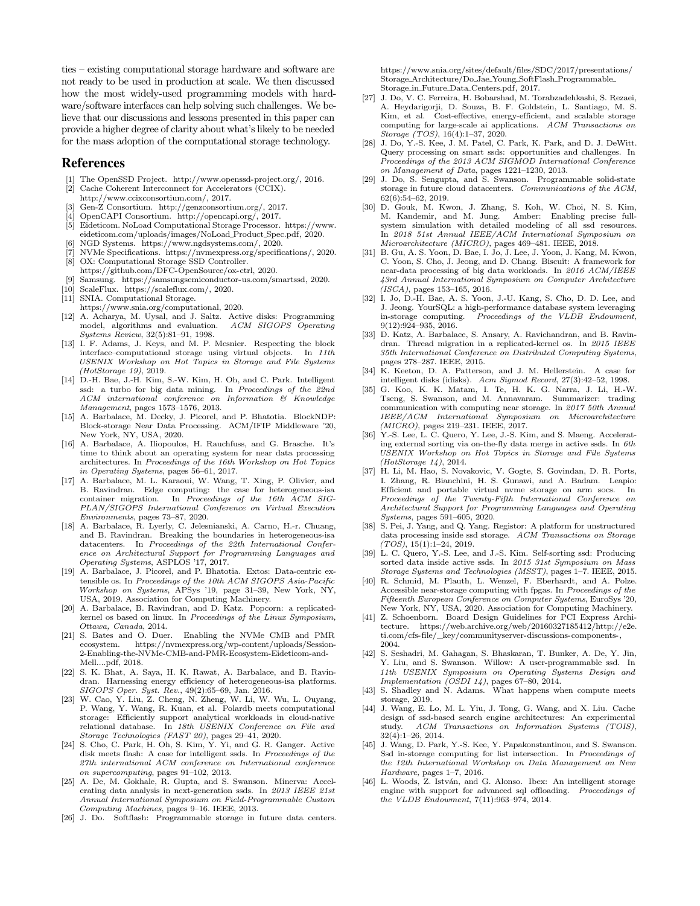ties – existing computational storage hardware and software are not ready to be used in production at scale. We then discussed how the most widely-used programming models with hardware/software interfaces can help solving such challenges. We believe that our discussions and lessons presented in this paper can provide a higher degree of clarity about what's likely to be needed for the mass adoption of the computational storage technology.

## References

[1] The OpenSSD Project. http://www.openssd-project.org/, 2016.

[2] Cache Coherent Interconnect for Accelerators (CCIX). http://www.ccixconsortium.com/, 2017.

[3] Gen-Z Consortium. http://genzconsortium.org/, 2017.

[4] OpenCAPI Consortium. http://opencapi.org/, 2017.

[5] Eideticom. NoLoad Computational Storage Processor. https://www.eideticom.com/uploads/images/NoLoad_Product_Spec.pdf, 2020.

[6] NGD Systems. https://www.ngdsystems.com/, 2020.

[7] NVMe Specifications. https://nvmexpress.org/specifications/, 2020.

[8] OX: Computational Storage SSD Controller. https://github.com/DFC-OpenSource/ox-ctrl, 2020.

[9] Samsung. https://samsungsemiconductor-us.com/smartssd, 2020.

[10] ScaleFlux. https://scaleflux.com/, 2020.

[11] SNIA. Computational Storage. https://www.snia.org/computational, 2020.

[12] A. Acharya, M. Uysal, and J. Saltz. Active disks: Programming model, algorithms and evaluation. *ACM SIGOPS Operating Systems Review*, 32(5):81–91, 1998.

[13] I. F. Adams, J. Keys, and M. P. Mesnier. Respecting the block interface–computational storage using virtual objects. In *11th USENIX Workshop on Hot Topics in Storage and File Systems (HotStorage 19)*, 2019.

[14] D.-H. Bae, J.-H. Kim, S.-W. Kim, H. Oh, and C. Park. Intelligent ssd: a turbo for big data mining. In *Proceedings of the 22nd ACM international conference on Information & Knowledge Management*, pages 1573–1576, 2013.

[15] A. Barbalace, M. Decky, J. Picorel, and P. Bhatotia. BlockNDP: Block-storage Near Data Processing. ACM/IFIP Middleware '20, New York, NY, USA, 2020.

[16] A. Barbalace, A. Iliopoulos, H. Rauchfuss, and G. Brasche. It's time to think about an operating system for near data processing architectures. In *Proceedings of the 16th Workshop on Hot Topics in Operating Systems*, pages 56–61, 2017.

[17] A. Barbalace, M. L. Karaoui, W. Wang, T. Xing, P. Olivier, and B. Ravindran. Edge computing: the case for heterogeneous-isa container migration. In *Proceedings of the 16th ACM SIGPLAN/SIGOPS International Conference on Virtual Execution Environments*, pages 73–87, 2020.

[18] A. Barbalace, R. Lyerly, C. Jelesnianski, A. Carno, H.-r. Chuang, and B. Ravindran. Breaking the boundaries in heterogeneous-isa datacenters. In *Proceedings of the 22th International Conference on Architectural Support for Programming Languages and Operating Systems*, ASPLOS '17, 2017.

[19] A. Barbalace, J. Picorel, and P. Bhatotia. Extos: Data-centric extensible os. In *Proceedings of the 10th ACM SIGOPS Asia-Pacific Workshop on Systems*, APSys '19, page 31–39, New York, NY, USA, 2019. Association for Computing Machinery.

[20] A. Barbalace, B. Ravindran, and D. Katz. Popcorn: a replicated-kernel os based on linux. In *Proceedings of the Linux Symposium, Ottawa, Canada*, 2014.

[21] S. Bates and O. Duer. Enabling the NVMe CMB and PMR ecosystem. https://nvmexpress.org/wp-content/uploads/Session-2-Enabling-the-NVMe-CMB-and-PMR-Ecosystem-Eideticom-and-Mell....pdf, 2018.

[22] S. K. Bhat, A. Saya, H. K. Rawat, A. Barbalace, and B. Ravindran. Harnessing energy efficiency of heterogeneous-isa platforms. *SIGOPS Oper. Syst. Rev.*, 49(2):65–69, Jan. 2016.

[23] W. Cao, Y. Liu, Z. Cheng, N. Zheng, W. Li, W. Wu, L. Ouyang, P. Wang, Y. Wang, R. Kuan, et al. Polardb meets computational storage: Efficiently support analytical workloads in cloud-native relational database. In *18th USENIX Conference on File and Storage Technologies (FAST 20)*, pages 29–41, 2020.

[24] S. Cho, C. Park, H. Oh, S. Kim, Y. Yi, and G. R. Ganger. Active disk meets flash: A case for intelligent ssds. In *Proceedings of the 27th international ACM conference on International conference on supercomputing*, pages 91–102, 2013.

[25] A. De, M. Gokhale, R. Gupta, and S. Swanson. Minerva: Accelerating data analysis in next-generation ssds. In *2013 IEEE 21st Annual International Symposium on Field-Programmable Custom Computing Machines*, pages 9–16. IEEE, 2013.

[26] J. Do. Softflash: Programmable storage in future data centers. https://www.snia.org/sites/default/files/SDC/2017/presentations/Storage_Architecture/Do_Jae_Young_SoftFlash_Programmable_Storage_in_Future_Data_Centers.pdf, 2017.

[27] J. Do, V. C. Ferreira, H. Bobarshad, M. Torabzadehkashi, S. Rezaei, A. Heydarigorji, D. Souza, B. F. Goldstein, L. Santiago, M. S. Kim, et al. Cost-effective, energy-efficient, and scalable storage computing for large-scale ai applications. *ACM Transactions on Storage (TOS)*, 16(4):1–37, 2020.

[28] J. Do, Y.-S. Kee, J. M. Patel, C. Park, K. Park, and D. J. DeWitt. Query processing on smart ssds: opportunities and challenges. In *Proceedings of the 2013 ACM SIGMOD International Conference on Management of Data*, pages 1221–1230, 2013.

[29] J. Do, S. Sengupta, and S. Swanson. Programmable solid-state storage in future cloud datacenters. *Communications of the ACM*, 62(6):54–62, 2019.

[30] D. Gouk, M. Kwon, J. Zhang, S. Koh, W. Choi, N. S. Kim, M. Kandemir, and M. Jung. Amber: Enabling precise full-system simulation with detailed modeling of all ssd resources. In *2018 51st Annual IEEE/ACM International Symposium on Microarchitecture (MICRO)*, pages 469–481. IEEE, 2018.

[31] B. Gu, A. S. Yoon, D. Bae, I. Jo, J. Lee, J. Yoon, J. Kang, M. Kwon, C. Yoon, S. Cho, J. Jeong, and D. Chang. Biscuit: A framework for near-data processing of big data workloads. In *2016 ACM/IEEE 43rd Annual International Symposium on Computer Architecture (ISCA)*, pages 153–165, 2016.

[32] I. Jo, D.-H. Bae, A. S. Yoon, J.-U. Kang, S. Cho, D. D. Lee, and J. Jeong. YourSQL: a high-performance database system leveraging in-storage computing. *Proceedings of the VLDB Endowment*, 9(12):924–935, 2016.

[33] D. Katz, A. Barbalace, S. Ansary, A. Ravichandran, and B. Ravindran. Thread migration in a replicated-kernel os. In *2015 IEEE 35th International Conference on Distributed Computing Systems*, pages 278–287. IEEE, 2015.

[34] K. Keeton, D. A. Patterson, and J. M. Hellerstein. A case for intelligent disks (idisks). *Acm Sigmod Record*, 27(3):42–52, 1998.

[35] G. Koo, K. K. Matam, I. Te, H. K. G. Narra, J. Li, H.-W. Tseng, S. Swanson, and M. Annavaram. Summarizer: trading communication with computing near storage. In *2017 50th Annual IEEE/ACM International Symposium on Microarchitecture (MICRO)*, pages 219–231. IEEE, 2017.

[36] Y.-S. Lee, L. C. Quero, Y. Lee, J.-S. Kim, and S. Maeng. Accelerating external sorting via on-the-fly data merge in active ssds. In *6th USENIX Workshop on Hot Topics in Storage and File Systems (HotStorage 14)*, 2014.

[37] H. Li, M. Hao, S. Novakovic, V. Gogte, S. Govindan, D. R. Ports, I. Zhang, R. Bianchini, H. S. Gunawi, and A. Badam. Leapio: Efficient and portable virtual nvme storage on arm socs. In *Proceedings of the Twenty-Fifth International Conference on Architectural Support for Programming Languages and Operating Systems*, pages 591–605, 2020.

[38] S. Pei, J. Yang, and Q. Yang. Registor: A platform for unstructured data processing inside ssd storage. *ACM Transactions on Storage (TOS)*, 15(1):1–24, 2019.

[39] L. C. Quero, Y.-S. Lee, and J.-S. Kim. Self-sorting ssd: Producing sorted data inside active ssds. In *2015 31st Symposium on Mass Storage Systems and Technologies (MSST)*, pages 1–7. IEEE, 2015.

[40] R. Schmid, M. Plauth, L. Wenzel, F. Eberhardt, and A. Polze. Accessible near-storage computing with fpgas. In *Proceedings of the Fifteenth European Conference on Computer Systems*, EuroSys '20, New York, NY, USA, 2020. Association for Computing Machinery.

[41] Z. Schoenborn. Board Design Guidelines for PCI Express Architecture. https://web.archive.org/web/20160327185412/http://e2e.ti.com/cfs-file/__key/communityserver-discussions-components-, 2004.

[42] S. Seshadri, M. Gahagan, S. Bhaskaran, T. Bunker, A. De, Y. Jin, Y. Liu, and S. Swanson. Willow: A user-programmable ssd. In *11th USENIX Symposium on Operating Systems Design and Implementation (OSDI 14)*, pages 67–80, 2014.

[43] S. Shadley and N. Adams. What happens when compute meets storage, 2019.

[44] J. Wang, E. Lo, M. L. Yiu, J. Tong, G. Wang, and X. Liu. Cache design of ssd-based search engine architectures: An experimental study. *ACM Transactions on Information Systems (TOIS)*, 32(4):1–26, 2014.

[45] J. Wang, D. Park, Y.-S. Kee, Y. Papakonstantinou, and S. Swanson. Ssd in-storage computing for list intersection. In *Proceedings of the 12th International Workshop on Data Management on New Hardware*, pages 1–7, 2016.

[46] L. Woods, Z. István, and G. Alonso. Ibex: An intelligent storage engine with support for advanced sql offloading. *Proceedings of the VLDB Endowment*, 7(11):963–974, 2014.